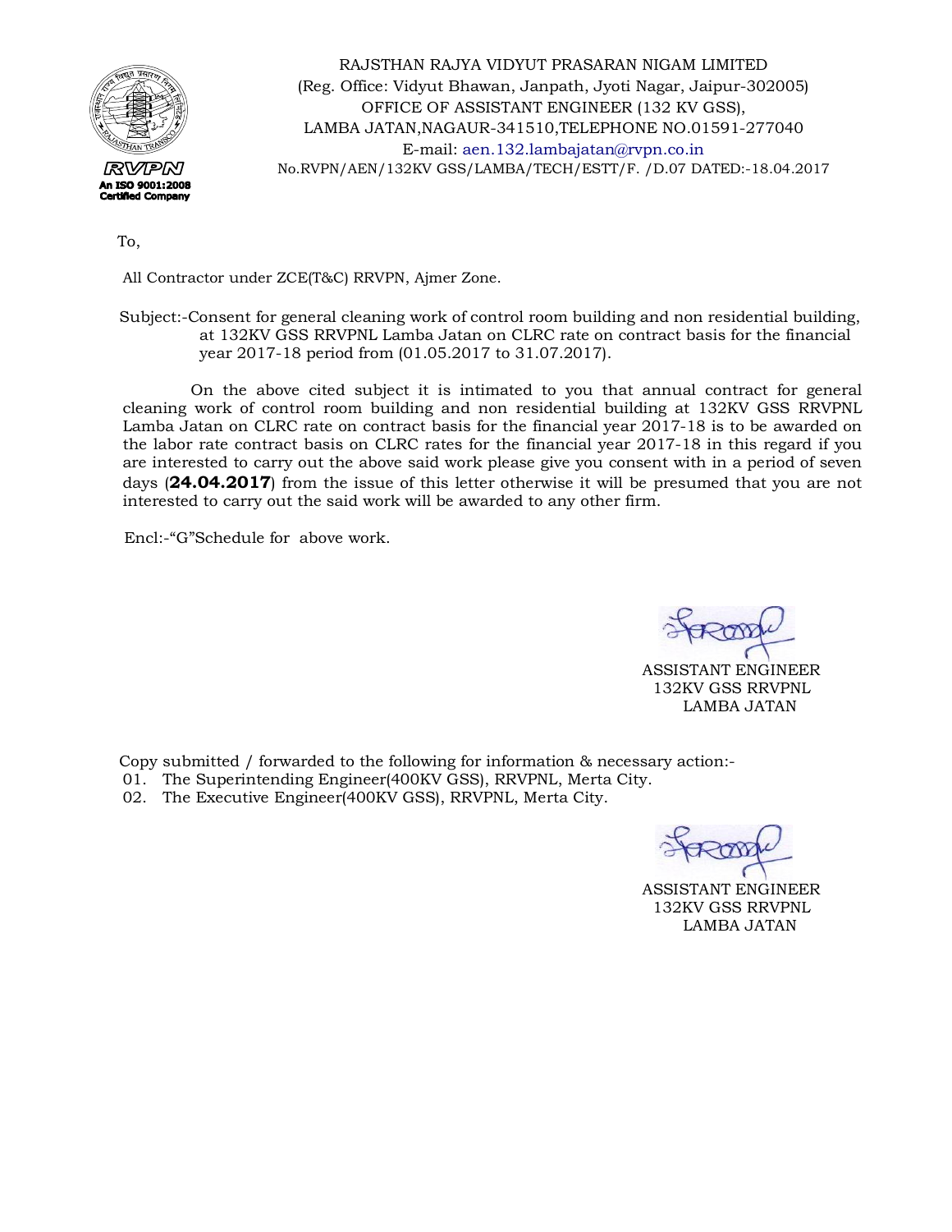RAJSTHAN RAJYA VIDYUT PRASARAN NIGAM LIMITED
(Reg. Office: Vidyut Bhawan, Janpath, Jyoti Nagar, Jaipur-302005)
OFFICE OF ASSISTANT ENGINEER (132 KV GSS),
LAMBA JATAN,NAGAUR-341510,TELEPHONE NO.01591-277040
E-mail: aen.132.lambajatan@rvpn.co.in

RVPN
An ISO 9001:2008 Certified Company

No.RVPN/AEN/132KV GSS/LAMBA/TECH/ESTT/F. /D.07 DATED:-18.04.2017

To,

All Contractor under ZCE(T&C) RRVPN, Ajmer Zone.

Subject:-Consent for general cleaning work of control room building and non residential building, at 132KV GSS RRVPNL Lamba Jatan on CLRC rate on contract basis for the financial year 2017-18 period from (01.05.2017 to 31.07.2017).

On the above cited subject it is intimated to you that annual contract for general cleaning work of control room building and non residential building at 132KV GSS RRVPNL Lamba Jatan on CLRC rate on contract basis for the financial year 2017-18 is to be awarded on the labor rate contract basis on CLRC rates for the financial year 2017-18 in this regard if you are interested to carry out the above said work please give you consent with in a period of seven days (**24.04.2017**) from the issue of this letter otherwise it will be presumed that you are not interested to carry out the said work will be awarded to any other firm.

Encl:-"G"Schedule for above work.

ASSISTANT ENGINEER
132KV GSS RRVPNL
LAMBA JATAN

Copy submitted / forwarded to the following for information & necessary action:-

01. The Superintending Engineer(400KV GSS), RRVPNL, Merta City.
02. The Executive Engineer(400KV GSS), RRVPNL, Merta City.

ASSISTANT ENGINEER
132KV GSS RRVPNL
LAMBA JATAN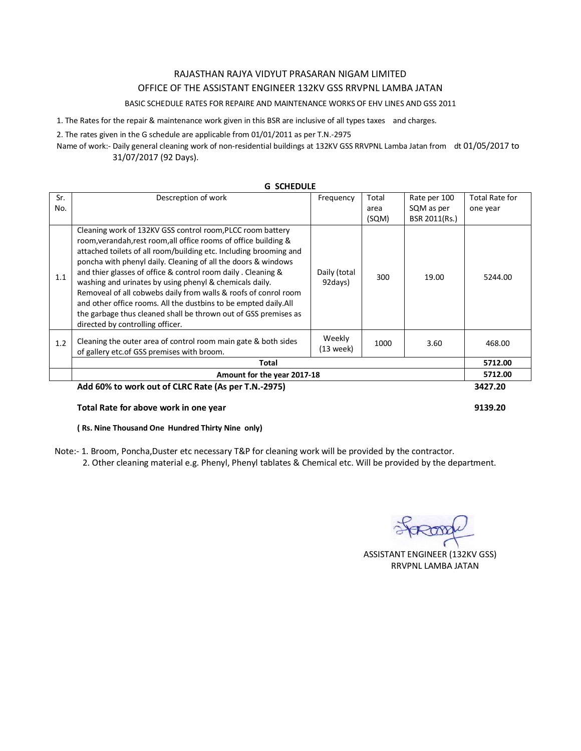RAJASTHAN RAJYA VIDYUT PRASARAN NIGAM LIMITED

OFFICE OF THE ASSISTANT ENGINEER 132KV GSS RRVPNL LAMBA JATAN

BASIC SCHEDULE RATES FOR REPAIRE AND MAINTENANCE WORKS OF EHV LINES AND GSS 2011

1. The Rates for the repair & maintenance work given in this BSR are inclusive of all types taxes and charges.
2. The rates given in the G schedule are applicable from 01/01/2011 as per T.N.-2975

Name of work:- Daily general cleaning work of non-residential buildings at 132KV GSS RRVPNL Lamba Jatan from dt 01/05/2017 to 31/07/2017 (92 Days).

**G SCHEDULE**

| Sr. No. | Descreption of work | Frequency | Total area (SQM) | Rate per 100 SQM as per BSR 2011(Rs.) | Total Rate for one year |
|---|---|---|---|---|---|
| 1.1 | Cleaning work of 132KV GSS control room,PLCC room battery room,verandah,rest room,all office rooms of office building & attached toilets of all room/building etc. Including brooming and poncha with phenyl daily. Cleaning of all the doors & windows and thier glasses of office & control room daily . Cleaning & washing and urinates by using phenyl & chemicals daily. Removeal of all cobwebs daily from walls & roofs of conrol room and other office rooms. All the dustbins to be empted daily.All the garbage thus cleaned shall be thrown out of GSS premises as directed by controlling officer. | Daily (total 92days) | 300 | 19.00 | 5244.00 |
| 1.2 | Cleaning the outer area of control room main gate & both sides of gallery etc.of GSS premises with broom. | Weekly (13 week) | 1000 | 3.60 | 468.00 |
| | **Total** | | | | **5712.00** |
| | **Amount for the year 2017-18** | | | | **5712.00** |

**Add 60% to work out of CLRC Rate (As per T.N.-2975)** **3427.20**

**Total Rate for above work in one year** **9139.20**

**( Rs. Nine Thousand One Hundred Thirty Nine only)**

Note:- 1. Broom, Poncha,Duster etc necessary T&P for cleaning work will be provided by the contractor.

2. Other cleaning material e.g. Phenyl, Phenyl tablates & Chemical etc. Will be provided by the department.

ASSISTANT ENGINEER (132KV GSS)
RRVPNL LAMBA JATAN